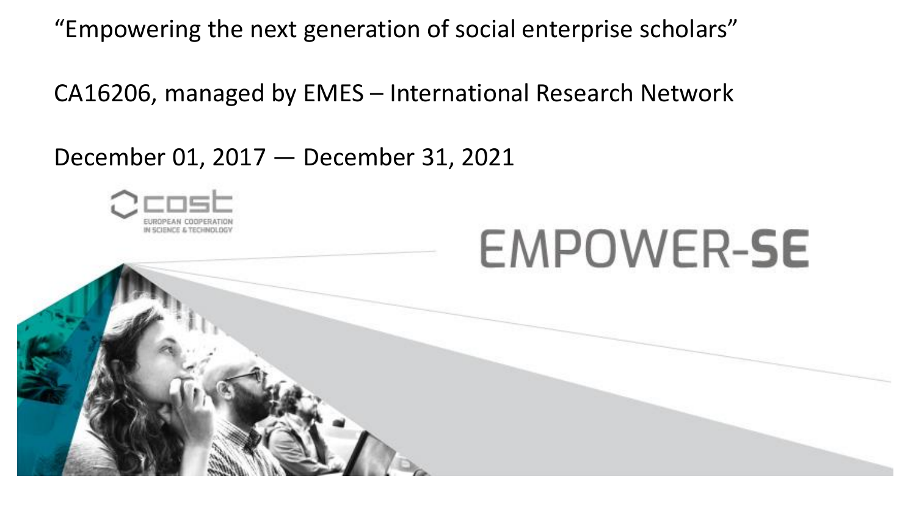“Empowering the next generation of social enterprise scholars”

CA16206, managed by EMES – International Research Network

December 01, 2017 — December 31, 2021

cost

EUROPEAN COOPERATION IN SCIENCE & TECHNOLOGY

EMPOWER-**SE**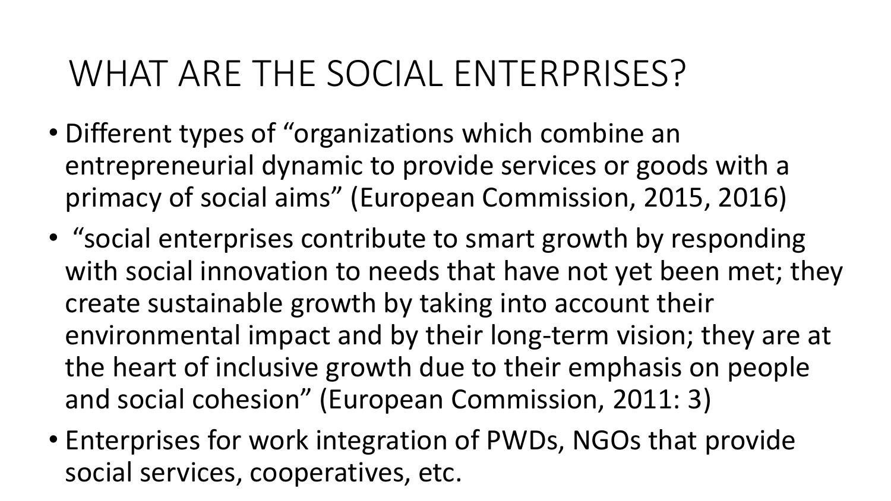# WHAT ARE THE SOCIAL ENTERPRISES?

- Different types of "organizations which combine an entrepreneurial dynamic to provide services or goods with a primacy of social aims" (European Commission, 2015, 2016)
- "social enterprises contribute to smart growth by responding with social innovation to needs that have not yet been met; they create sustainable growth by taking into account their environmental impact and by their long-term vision; they are at the heart of inclusive growth due to their emphasis on people and social cohesion" (European Commission, 2011: 3)
- Enterprises for work integration of PWDs, NGOs that provide social services, cooperatives, etc.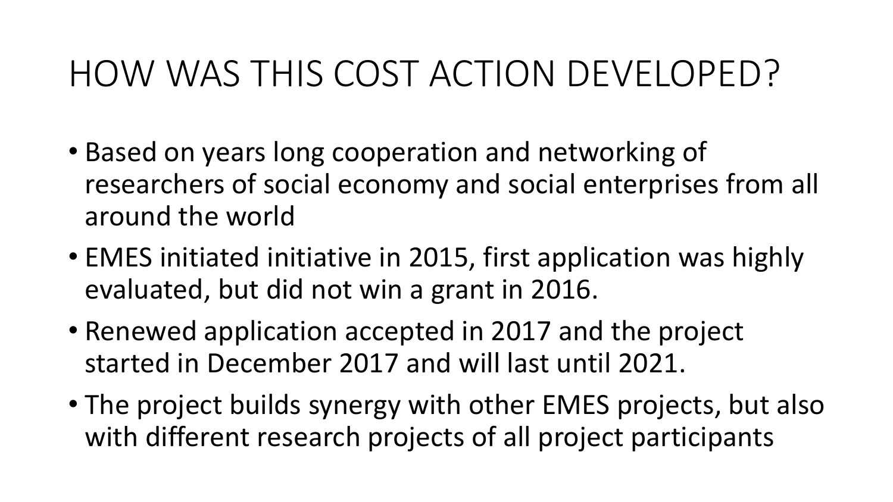# HOW WAS THIS COST ACTION DEVELOPED?

- Based on years long cooperation and networking of researchers of social economy and social enterprises from all around the world
- EMES initiated initiative in 2015, first application was highly evaluated, but did not win a grant in 2016.
- Renewed application accepted in 2017 and the project started in December 2017 and will last until 2021.
- The project builds synergy with other EMES projects, but also with different research projects of all project participants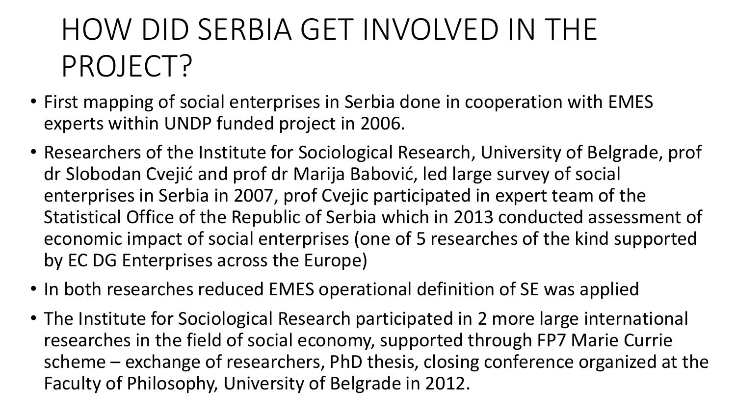# HOW DID SERBIA GET INVOLVED IN THE PROJECT?

- First mapping of social enterprises in Serbia done in cooperation with EMES experts within UNDP funded project in 2006.
- Researchers of the Institute for Sociological Research, University of Belgrade, prof dr Slobodan Cvejić and prof dr Marija Babović, led large survey of social enterprises in Serbia in 2007, prof Cvejic participated in expert team of the Statistical Office of the Republic of Serbia which in 2013 conducted assessment of economic impact of social enterprises (one of 5 researches of the kind supported by EC DG Enterprises across the Europe)
- In both researches reduced EMES operational definition of SE was applied
- The Institute for Sociological Research participated in 2 more large international researches in the field of social economy, supported through FP7 Marie Currie scheme – exchange of researchers, PhD thesis, closing conference organized at the Faculty of Philosophy, University of Belgrade in 2012.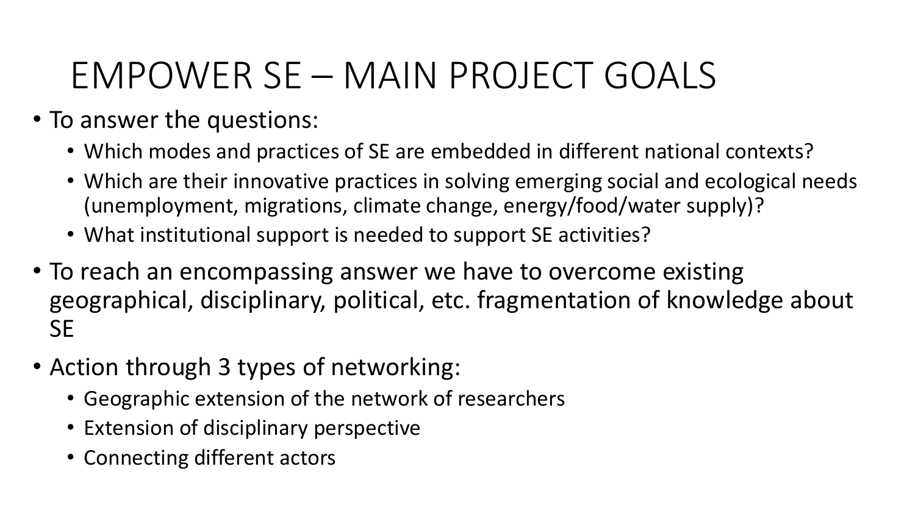# EMPOWER SE – MAIN PROJECT GOALS

- To answer the questions:
  - Which modes and practices of SE are embedded in different national contexts?
  - Which are their innovative practices in solving emerging social and ecological needs (unemployment, migrations, climate change, energy/food/water supply)?
  - What institutional support is needed to support SE activities?
- To reach an encompassing answer we have to overcome existing geographical, disciplinary, political, etc. fragmentation of knowledge about SE
- Action through 3 types of networking:
  - Geographic extension of the network of researchers
  - Extension of disciplinary perspective
  - Connecting different actors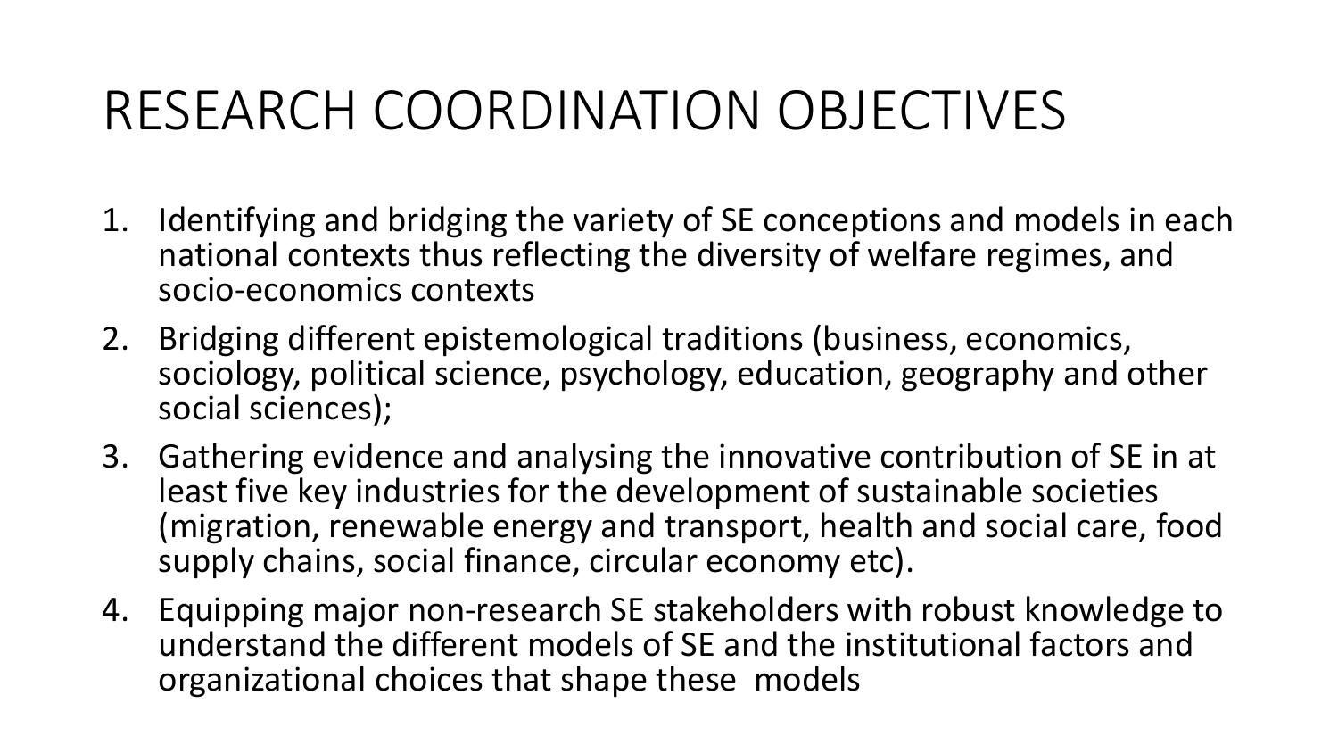# RESEARCH COORDINATION OBJECTIVES

1. Identifying and bridging the variety of SE conceptions and models in each national contexts thus reflecting the diversity of welfare regimes, and socio-economics contexts
2. Bridging different epistemological traditions (business, economics, sociology, political science, psychology, education, geography and other social sciences);
3. Gathering evidence and analysing the innovative contribution of SE in at least five key industries for the development of sustainable societies (migration, renewable energy and transport, health and social care, food supply chains, social finance, circular economy etc).
4. Equipping major non-research SE stakeholders with robust knowledge to understand the different models of SE and the institutional factors and organizational choices that shape these models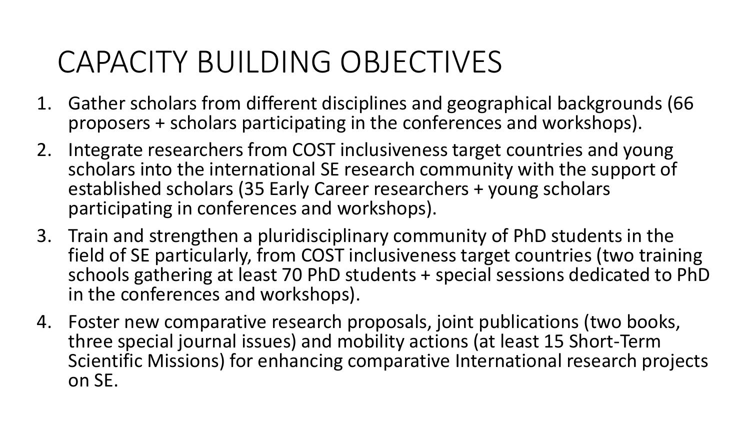# CAPACITY BUILDING OBJECTIVES

1. Gather scholars from different disciplines and geographical backgrounds (66 proposers + scholars participating in the conferences and workshops).
2. Integrate researchers from COST inclusiveness target countries and young scholars into the international SE research community with the support of established scholars (35 Early Career researchers + young scholars participating in conferences and workshops).
3. Train and strengthen a pluridisciplinary community of PhD students in the field of SE particularly, from COST inclusiveness target countries (two training schools gathering at least 70 PhD students + special sessions dedicated to PhD in the conferences and workshops).
4. Foster new comparative research proposals, joint publications (two books, three special journal issues) and mobility actions (at least 15 Short-Term Scientific Missions) for enhancing comparative International research projects on SE.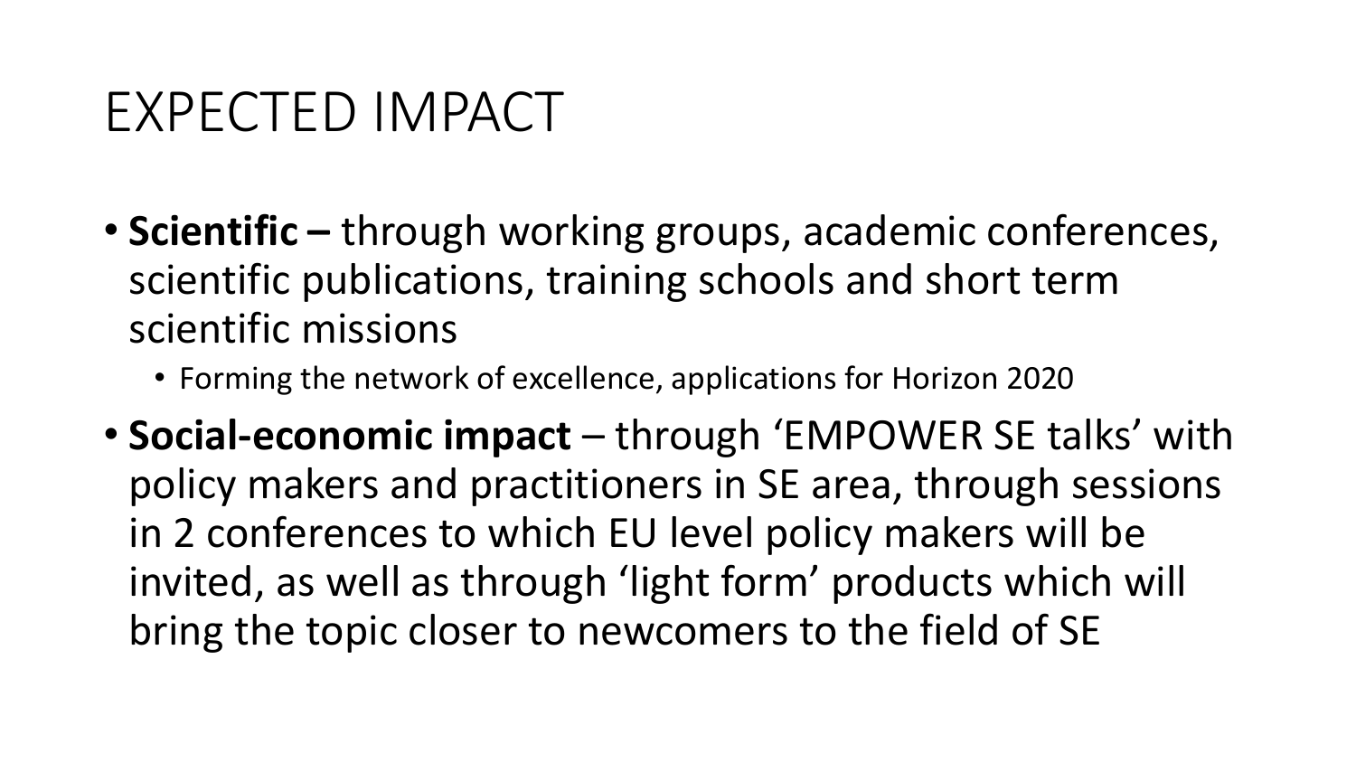# EXPECTED IMPACT

- **Scientific –** through working groups, academic conferences, scientific publications, training schools and short term scientific missions
  - Forming the network of excellence, applications for Horizon 2020
- **Social-economic impact** – through 'EMPOWER SE talks' with policy makers and practitioners in SE area, through sessions in 2 conferences to which EU level policy makers will be invited, as well as through 'light form' products which will bring the topic closer to newcomers to the field of SE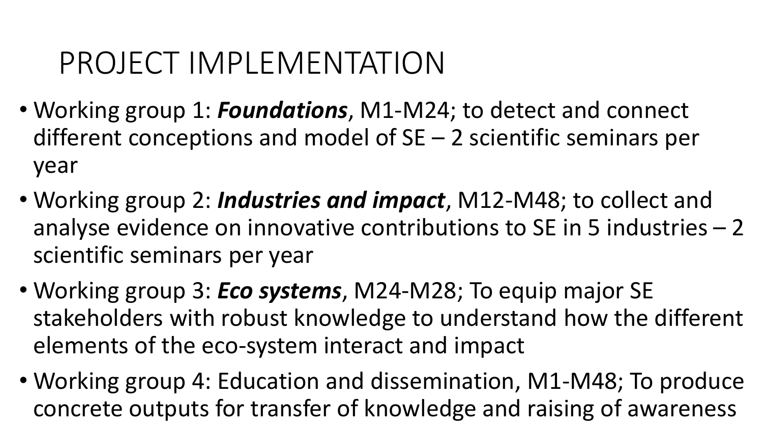# PROJECT IMPLEMENTATION

- Working group 1: ***Foundations***, M1-M24; to detect and connect different conceptions and model of SE – 2 scientific seminars per year
- Working group 2: ***Industries and impact***, M12-M48; to collect and analyse evidence on innovative contributions to SE in 5 industries – 2 scientific seminars per year
- Working group 3: ***Eco systems***, M24-M28; To equip major SE stakeholders with robust knowledge to understand how the different elements of the eco-system interact and impact
- Working group 4: Education and dissemination, M1-M48; To produce concrete outputs for transfer of knowledge and raising of awareness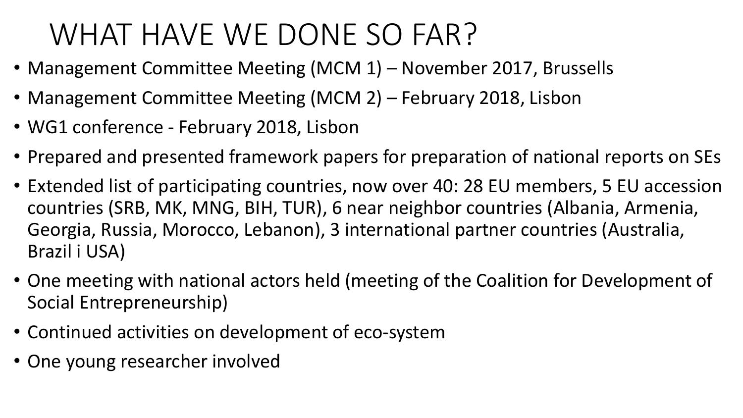# WHAT HAVE WE DONE SO FAR?

- Management Committee Meeting (MCM 1) – November 2017, Brussells
- Management Committee Meeting (MCM 2) – February 2018, Lisbon
- WG1 conference - February 2018, Lisbon
- Prepared and presented framework papers for preparation of national reports on SEs
- Extended list of participating countries, now over 40: 28 EU members, 5 EU accession countries (SRB, MK, MNG, BIH, TUR), 6 near neighbor countries (Albania, Armenia, Georgia, Russia, Morocco, Lebanon), 3 international partner countries (Australia, Brazil i USA)
- One meeting with national actors held (meeting of the Coalition for Development of Social Entrepreneurship)
- Continued activities on development of eco-system
- One young researcher involved